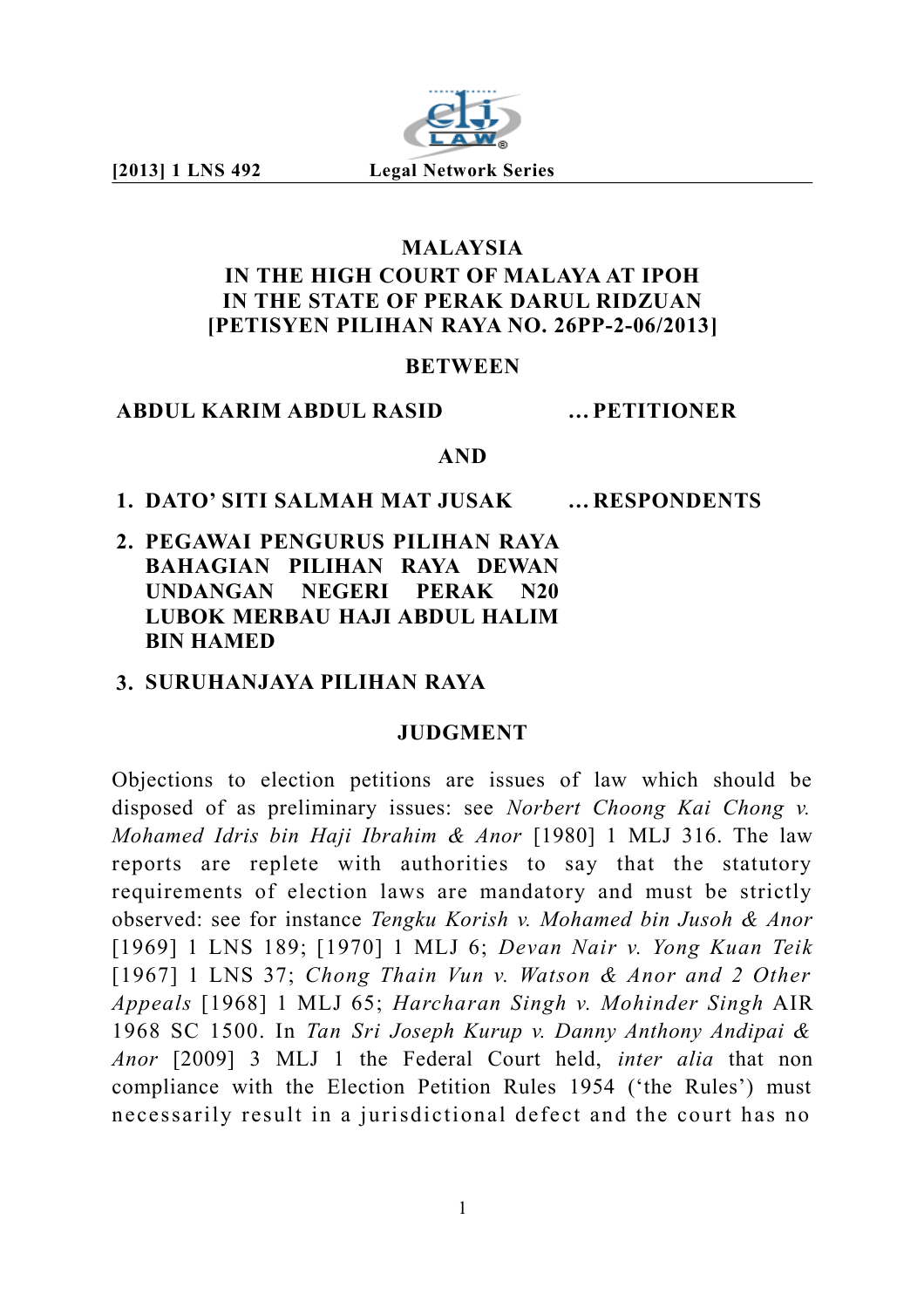**MALAYSIA**
**IN THE HIGH COURT OF MALAYA AT IPOH**
**IN THE STATE OF PERAK DARUL RIDZUAN**
**[PETISYEN PILIHAN RAYA NO. 26PP-2-06/2013]**

**BETWEEN**

**ABDUL KARIM ABDUL RASID** ... **PETITIONER**

**AND**

1. **DATO' SITI SALMAH MAT JUSAK** ... **RESPONDENTS**
2. **PEGAWAI PENGURUS PILIHAN RAYA BAHAGIAN PILIHAN RAYA DEWAN UNDANGAN NEGERI PERAK N20 LUBOK MERBAU HAJI ABDUL HALIM BIN HAMED**
3. **SURUHANJAYA PILIHAN RAYA**

## JUDGMENT

Objections to election petitions are issues of law which should be disposed of as preliminary issues: see *Norbert Choong Kai Chong v. Mohamed Idris bin Haji Ibrahim & Anor* [1980] 1 MLJ 316. The law reports are replete with authorities to say that the statutory requirements of election laws are mandatory and must be strictly observed: see for instance *Tengku Korish v. Mohamed bin Jusoh & Anor* [1969] 1 LNS 189; [1970] 1 MLJ 6; *Devan Nair v. Yong Kuan Teik* [1967] 1 LNS 37; *Chong Thain Vun v. Watson & Anor and 2 Other Appeals* [1968] 1 MLJ 65; *Harcharan Singh v. Mohinder Singh* AIR 1968 SC 1500. In *Tan Sri Joseph Kurup v. Danny Anthony Andipai & Anor* [2009] 3 MLJ 1 the Federal Court held, *inter alia* that non compliance with the Election Petition Rules 1954 ('the Rules') must necessarily result in a jurisdictional defect and the court has no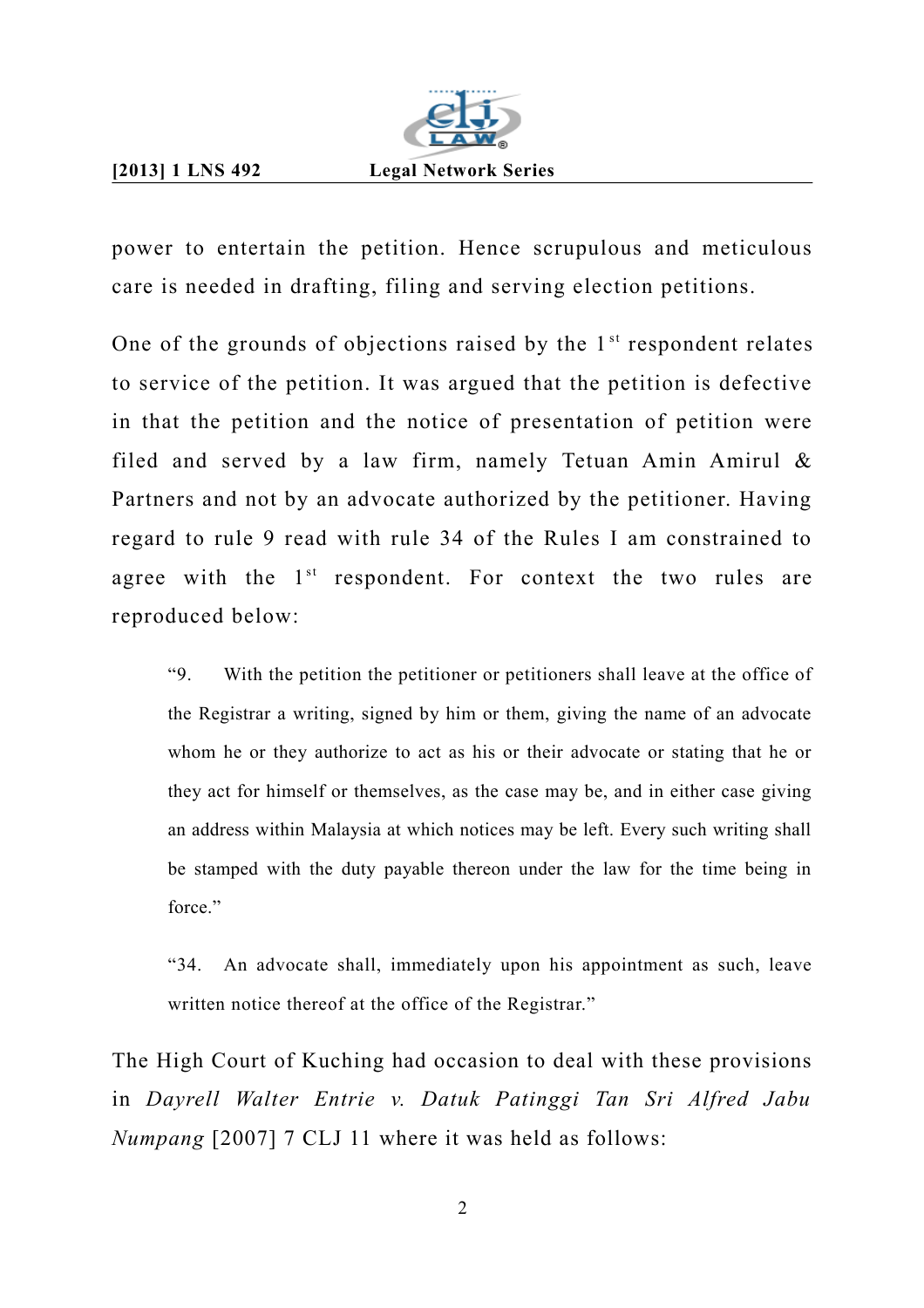power to entertain the petition. Hence scrupulous and meticulous care is needed in drafting, filing and serving election petitions.

One of the grounds of objections raised by the 1st respondent relates to service of the petition. It was argued that the petition is defective in that the petition and the notice of presentation of petition were filed and served by a law firm, namely Tetuan Amin Amirul & Partners and not by an advocate authorized by the petitioner. Having regard to rule 9 read with rule 34 of the Rules I am constrained to agree with the 1st respondent. For context the two rules are reproduced below:

> "9. With the petition the petitioner or petitioners shall leave at the office of the Registrar a writing, signed by him or them, giving the name of an advocate whom he or they authorize to act as his or their advocate or stating that he or they act for himself or themselves, as the case may be, and in either case giving an address within Malaysia at which notices may be left. Every such writing shall be stamped with the duty payable thereon under the law for the time being in force."

> "34. An advocate shall, immediately upon his appointment as such, leave written notice thereof at the office of the Registrar."

The High Court of Kuching had occasion to deal with these provisions in *Dayrell Walter Entrie v. Datuk Patinggi Tan Sri Alfred Jabu Numpang* [2007] 7 CLJ 11 where it was held as follows: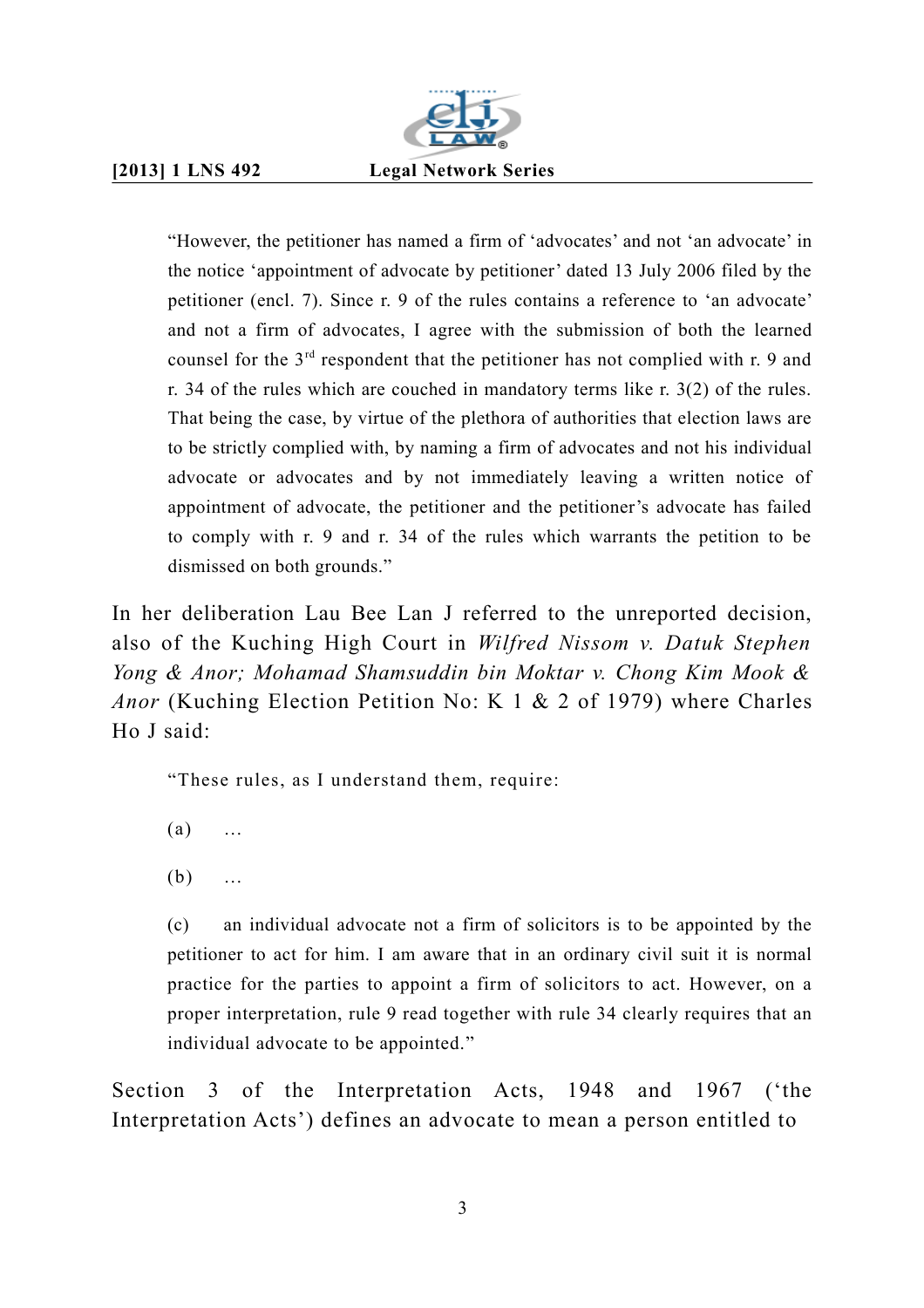> "However, the petitioner has named a firm of 'advocates' and not 'an advocate' in the notice 'appointment of advocate by petitioner' dated 13 July 2006 filed by the petitioner (encl. 7). Since r. 9 of the rules contains a reference to 'an advocate' and not a firm of advocates, I agree with the submission of both the learned counsel for the 3rd respondent that the petitioner has not complied with r. 9 and r. 34 of the rules which are couched in mandatory terms like r. 3(2) of the rules. That being the case, by virtue of the plethora of authorities that election laws are to be strictly complied with, by naming a firm of advocates and not his individual advocate or advocates and by not immediately leaving a written notice of appointment of advocate, the petitioner and the petitioner's advocate has failed to comply with r. 9 and r. 34 of the rules which warrants the petition to be dismissed on both grounds."

In her deliberation Lau Bee Lan J referred to the unreported decision, also of the Kuching High Court in *Wilfred Nissom v. Datuk Stephen Yong & Anor; Mohamad Shamsuddin bin Moktar v. Chong Kim Mook & Anor* (Kuching Election Petition No: K 1 & 2 of 1979) where Charles Ho J said:

> "These rules, as I understand them, require:
>
> (a) …
>
> (b) …
>
> (c) an individual advocate not a firm of solicitors is to be appointed by the petitioner to act for him. I am aware that in an ordinary civil suit it is normal practice for the parties to appoint a firm of solicitors to act. However, on a proper interpretation, rule 9 read together with rule 34 clearly requires that an individual advocate to be appointed."

Section 3 of the Interpretation Acts, 1948 and 1967 ('the Interpretation Acts') defines an advocate to mean a person entitled to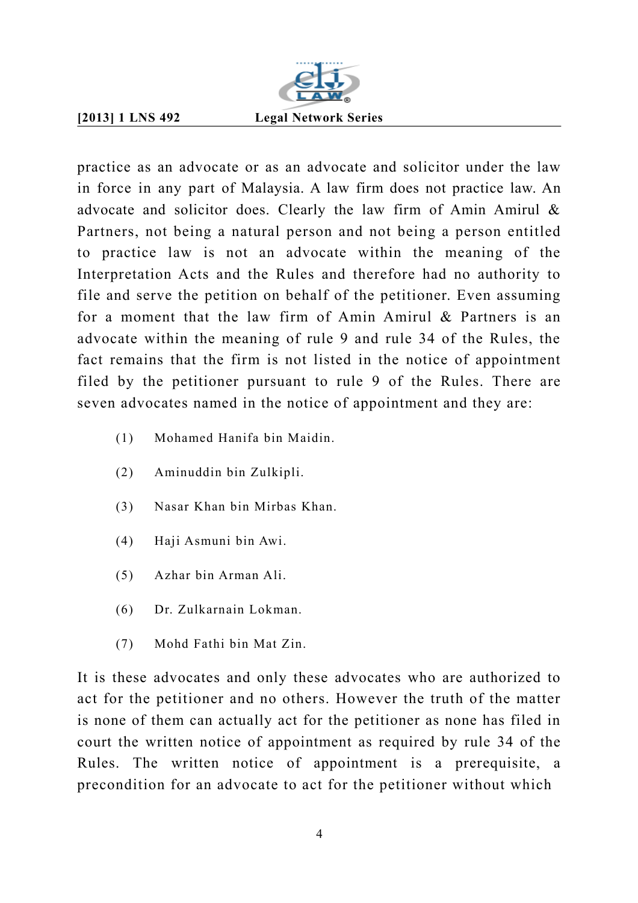practice as an advocate or as an advocate and solicitor under the law in force in any part of Malaysia. A law firm does not practice law. An advocate and solicitor does. Clearly the law firm of Amin Amirul & Partners, not being a natural person and not being a person entitled to practice law is not an advocate within the meaning of the Interpretation Acts and the Rules and therefore had no authority to file and serve the petition on behalf of the petitioner. Even assuming for a moment that the law firm of Amin Amirul & Partners is an advocate within the meaning of rule 9 and rule 34 of the Rules, the fact remains that the firm is not listed in the notice of appointment filed by the petitioner pursuant to rule 9 of the Rules. There are seven advocates named in the notice of appointment and they are:

(1) Mohamed Hanifa bin Maidin.

(2) Aminuddin bin Zulkipli.

(3) Nasar Khan bin Mirbas Khan.

(4) Haji Asmuni bin Awi.

(5) Azhar bin Arman Ali.

(6) Dr. Zulkarnain Lokman.

(7) Mohd Fathi bin Mat Zin.

It is these advocates and only these advocates who are authorized to act for the petitioner and no others. However the truth of the matter is none of them can actually act for the petitioner as none has filed in court the written notice of appointment as required by rule 34 of the Rules. The written notice of appointment is a prerequisite, a precondition for an advocate to act for the petitioner without which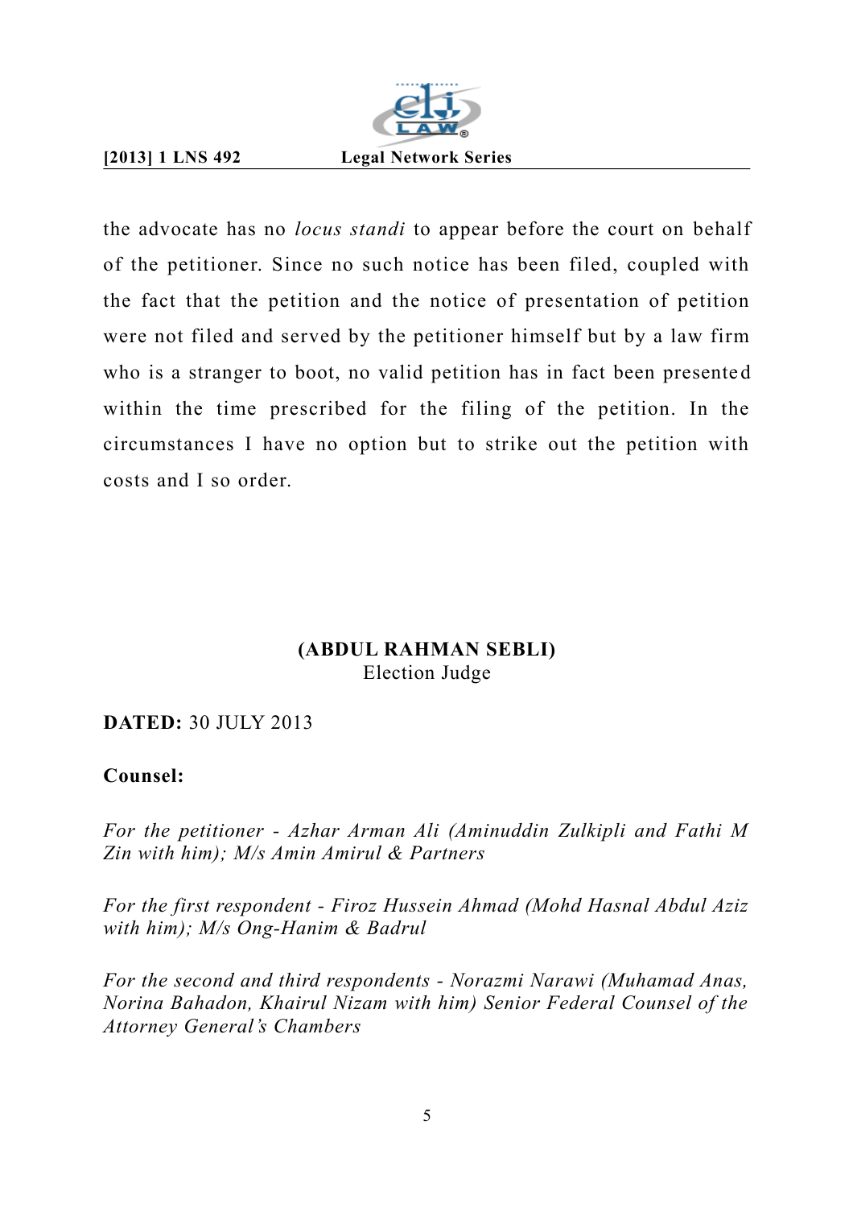the advocate has no *locus standi* to appear before the court on behalf of the petitioner. Since no such notice has been filed, coupled with the fact that the petition and the notice of presentation of petition were not filed and served by the petitioner himself but by a law firm who is a stranger to boot, no valid petition has in fact been presented within the time prescribed for the filing of the petition. In the circumstances I have no option but to strike out the petition with costs and I so order.

**(ABDUL RAHMAN SEBLI)**
Election Judge

**DATED:** 30 JULY 2013

**Counsel:**

*For the petitioner - Azhar Arman Ali (Aminuddin Zulkipli and Fathi M Zin with him); M/s Amin Amirul & Partners*

*For the first respondent - Firoz Hussein Ahmad (Mohd Hasnal Abdul Aziz with him); M/s Ong-Hanim & Badrul*

*For the second and third respondents - Norazmi Narawi (Muhamad Anas, Norina Bahadon, Khairul Nizam with him) Senior Federal Counsel of the Attorney General's Chambers*